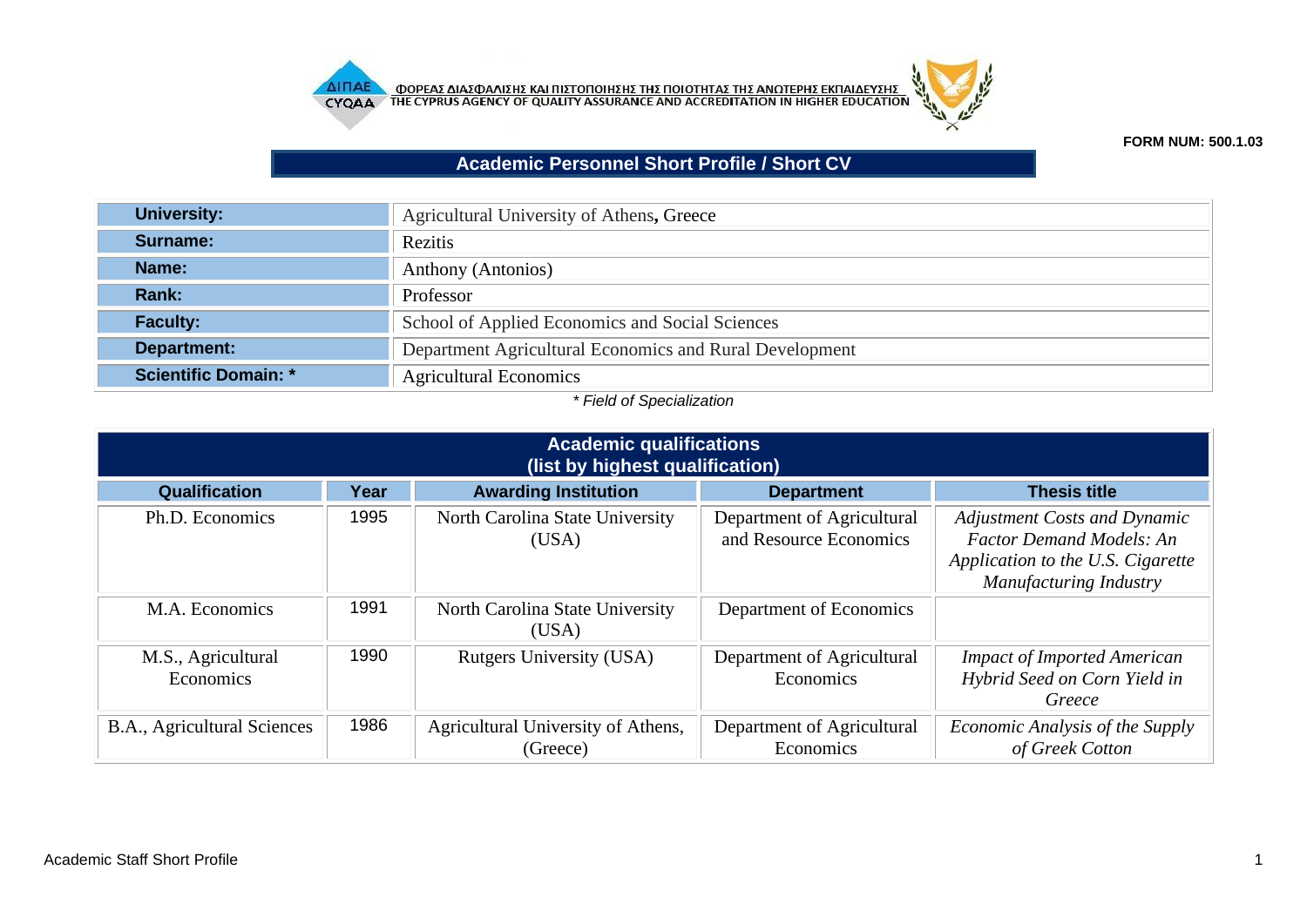ΦΟΡΕΑΣ ΔΙΑΣΦΑΛΙΣΗΣ ΚΑΙ ΠΙΣΤΟΠΟΙΗΣΗΣ ΤΗΣ ΠΟΙΟΤΗΤΑΣ ΤΗΣ ΑΝΩΤΕΡΗΣ ΕΚΠΑΙΔΕΥΣΗΣ
THE CYPRUS AGENCY OF QUALITY ASSURANCE AND ACCREDITATION IN HIGHER EDUCATION

**FORM NUM: 500.1.03**

# Academic Personnel Short Profile / Short CV

| | |
|---|---|
| **University:** | Agricultural University of Athens**,** Greece |
| **Surname:** | Rezitis |
| **Name:** | Anthony (Antonios) |
| **Rank:** | Professor |
| **Faculty:** | School of Applied Economics and Social Sciences |
| **Department:** | Department Agricultural Economics and Rural Development |
| **Scientific Domain: *** | Agricultural Economics |

*\* Field of Specialization*

## Academic qualifications (list by highest qualification)

| Qualification | Year | Awarding Institution | Department | Thesis title |
|---|---|---|---|---|
| Ph.D. Economics | 1995 | North Carolina State University (USA) | Department of Agricultural and Resource Economics | *Adjustment Costs and Dynamic Factor Demand Models: An Application to the U.S. Cigarette Manufacturing Industry* |
| M.A. Economics | 1991 | North Carolina State University (USA) | Department of Economics | |
| M.S., Agricultural Economics | 1990 | Rutgers University (USA) | Department of Agricultural Economics | *Impact of Imported American Hybrid Seed on Corn Yield in Greece* |
| B.A., Agricultural Sciences | 1986 | Agricultural University of Athens, (Greece) | Department of Agricultural Economics | *Economic Analysis of the Supply of Greek Cotton* |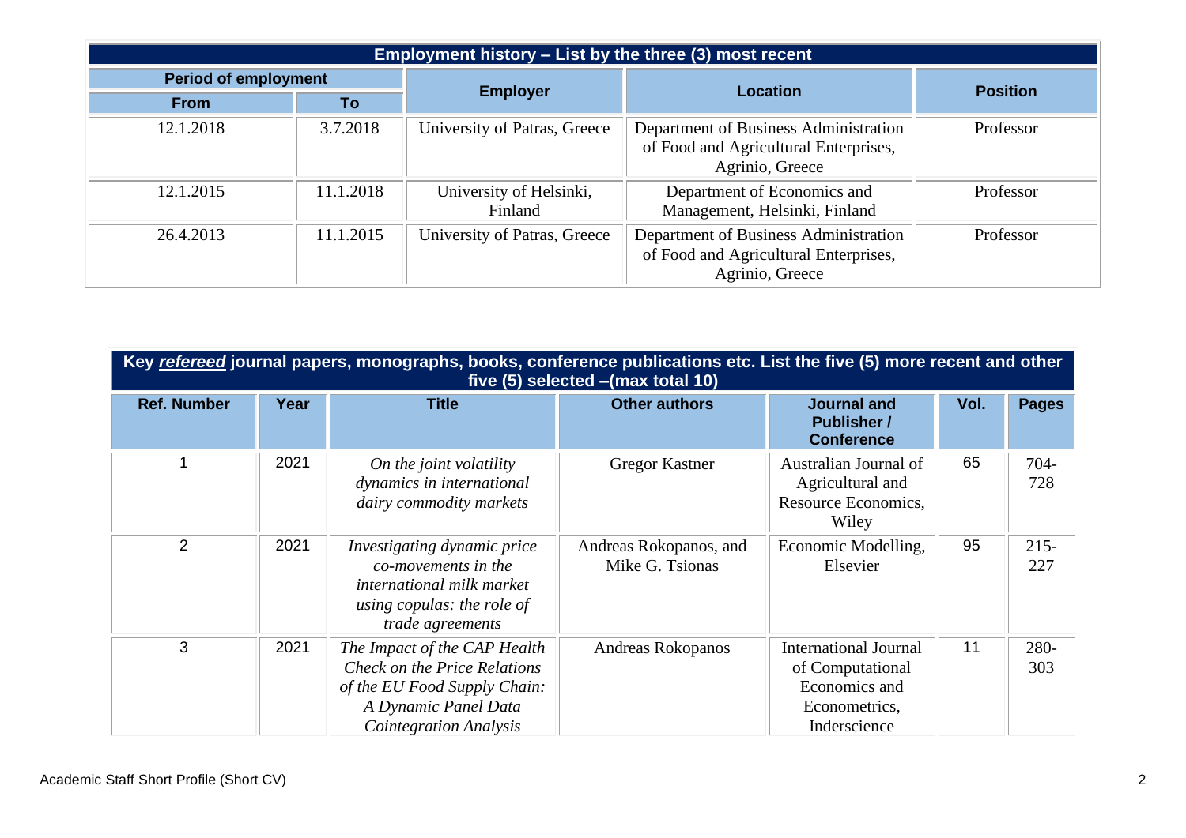| Employment history – List by the three (3) most recent | | | | |
|---|---|---|---|---|
| Period of employment | | Employer | Location | Position |
| From | To | | | |
| 12.1.2018 | 3.7.2018 | University of Patras, Greece | Department of Business Administration of Food and Agricultural Enterprises, Agrinio, Greece | Professor |
| 12.1.2015 | 11.1.2018 | University of Helsinki, Finland | Department of Economics and Management, Helsinki, Finland | Professor |
| 26.4.2013 | 11.1.2015 | University of Patras, Greece | Department of Business Administration of Food and Agricultural Enterprises, Agrinio, Greece | Professor |

| Key ***refereed*** journal papers, monographs, books, conference publications etc. List the five (5) more recent and other five (5) selected –(max total 10) | | | | | | |
|---|---|---|---|---|---|---|
| Ref. Number | Year | Title | Other authors | Journal and Publisher / Conference | Vol. | Pages |
| 1 | 2021 | *On the joint volatility dynamics in international dairy commodity markets* | Gregor Kastner | Australian Journal of Agricultural and Resource Economics, Wiley | 65 | 704-728 |
| 2 | 2021 | *Investigating dynamic price co-movements in the international milk market using copulas: the role of trade agreements* | Andreas Rokopanos, and Mike G. Tsionas | Economic Modelling, Elsevier | 95 | 215-227 |
| 3 | 2021 | *The Impact of the CAP Health Check on the Price Relations of the EU Food Supply Chain: A Dynamic Panel Data Cointegration Analysis* | Andreas Rokopanos | International Journal of Computational Economics and Econometrics, Inderscience | 11 | 280-303 |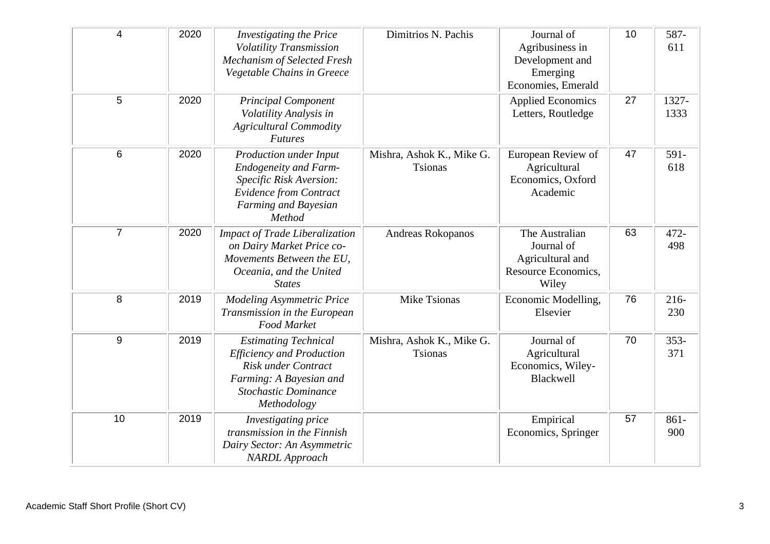| | | | | | | |
|---|---|---|---|---|---|---|
| 4 | 2020 | *Investigating the Price Volatility Transmission Mechanism of Selected Fresh Vegetable Chains in Greece* | Dimitrios N. Pachis | Journal of Agribusiness in Development and Emerging Economies, Emerald | 10 | 587-611 |
| 5 | 2020 | *Principal Component Volatility Analysis in Agricultural Commodity Futures* | | Applied Economics Letters, Routledge | 27 | 1327-1333 |
| 6 | 2020 | *Production under Input Endogeneity and Farm-Specific Risk Aversion: Evidence from Contract Farming and Bayesian Method* | Mishra, Ashok K., Mike G. Tsionas | European Review of Agricultural Economics, Oxford Academic | 47 | 591-618 |
| 7 | 2020 | *Impact of Trade Liberalization on Dairy Market Price co-Movements Between the EU, Oceania, and the United States* | Andreas Rokopanos | The Australian Journal of Agricultural and Resource Economics, Wiley | 63 | 472-498 |
| 8 | 2019 | *Modeling Asymmetric Price Transmission in the European Food Market* | Mike Tsionas | Economic Modelling, Elsevier | 76 | 216-230 |
| 9 | 2019 | *Estimating Technical Efficiency and Production Risk under Contract Farming: A Bayesian and Stochastic Dominance Methodology* | Mishra, Ashok K., Mike G. Tsionas | Journal of Agricultural Economics, Wiley-Blackwell | 70 | 353-371 |
| 10 | 2019 | *Investigating price transmission in the Finnish Dairy Sector: An Asymmetric NARDL Approach* | | Empirical Economics, Springer | 57 | 861-900 |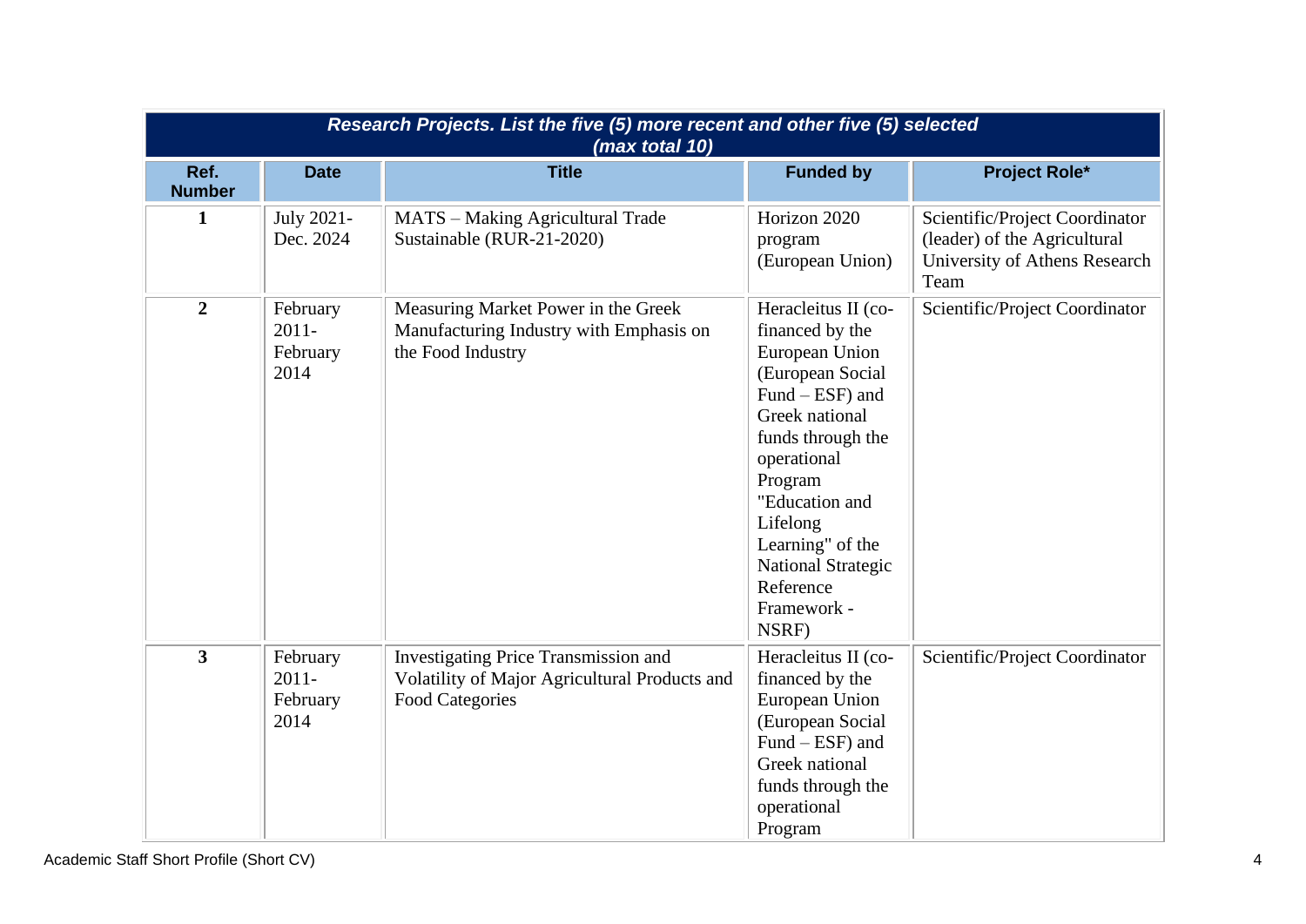| Research Projects. List the five (5) more recent and other five (5) selected (max total 10) | | | | |
|---|---|---|---|---|
| **Ref. Number** | **Date** | **Title** | **Funded by** | **Project Role*** |
| **1** | July 2021-Dec. 2024 | MATS – Making Agricultural Trade Sustainable (RUR-21-2020) | Horizon 2020 program (European Union) | Scientific/Project Coordinator (leader) of the Agricultural University of Athens Research Team |
| **2** | February 2011-February 2014 | Measuring Market Power in the Greek Manufacturing Industry with Emphasis on the Food Industry | Heracleitus II (co-financed by the European Union (European Social Fund – ESF) and Greek national funds through the operational Program "Education and Lifelong Learning" of the National Strategic Reference Framework - NSRF) | Scientific/Project Coordinator |
| **3** | February 2011-February 2014 | Investigating Price Transmission and Volatility of Major Agricultural Products and Food Categories | Heracleitus II (co-financed by the European Union (European Social Fund – ESF) and Greek national funds through the operational Program | Scientific/Project Coordinator |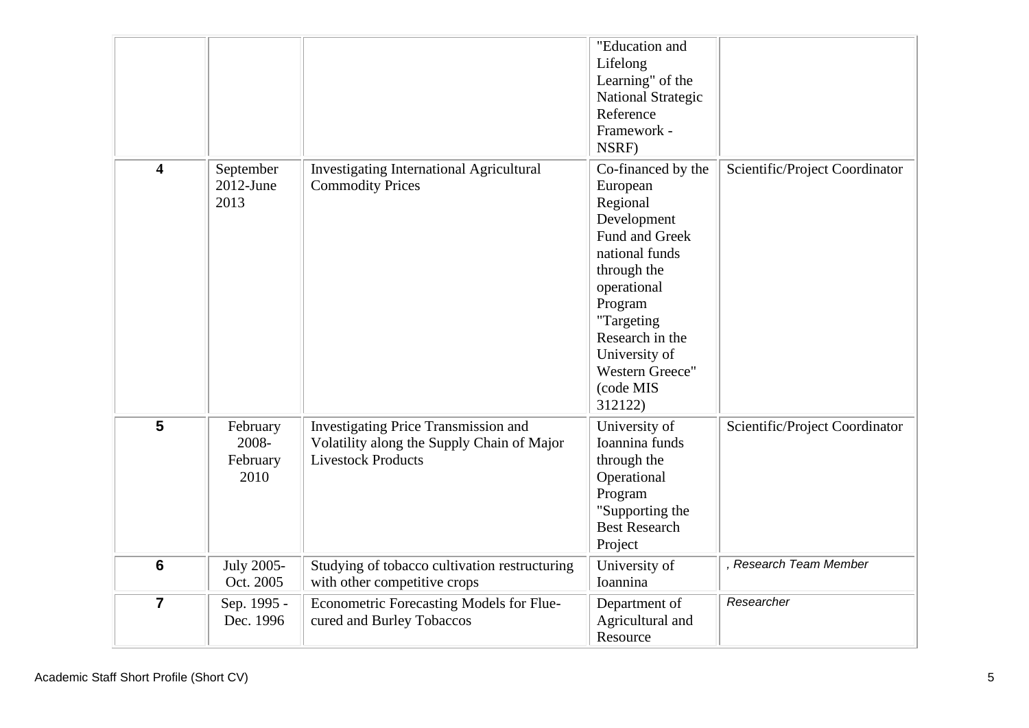| | | | | |
|---|---|---|---|---|
| | | | "Education and Lifelong Learning" of the National Strategic Reference Framework - NSRF) | |
| **4** | September 2012-June 2013 | Investigating International Agricultural Commodity Prices | Co-financed by the European Regional Development Fund and Greek national funds through the operational Program "Targeting Research in the University of Western Greece" (code MIS 312122) | Scientific/Project Coordinator |
| **5** | February 2008-February 2010 | Investigating Price Transmission and Volatility along the Supply Chain of Major Livestock Products | University of Ioannina funds through the Operational Program "Supporting the Best Research Project | Scientific/Project Coordinator |
| **6** | July 2005-Oct. 2005 | Studying of tobacco cultivation restructuring with other competitive crops | University of Ioannina | *, Research Team Member* |
| **7** | Sep. 1995 - Dec. 1996 | Econometric Forecasting Models for Flue-cured and Burley Tobaccos | Department of Agricultural and Resource | *Researcher* |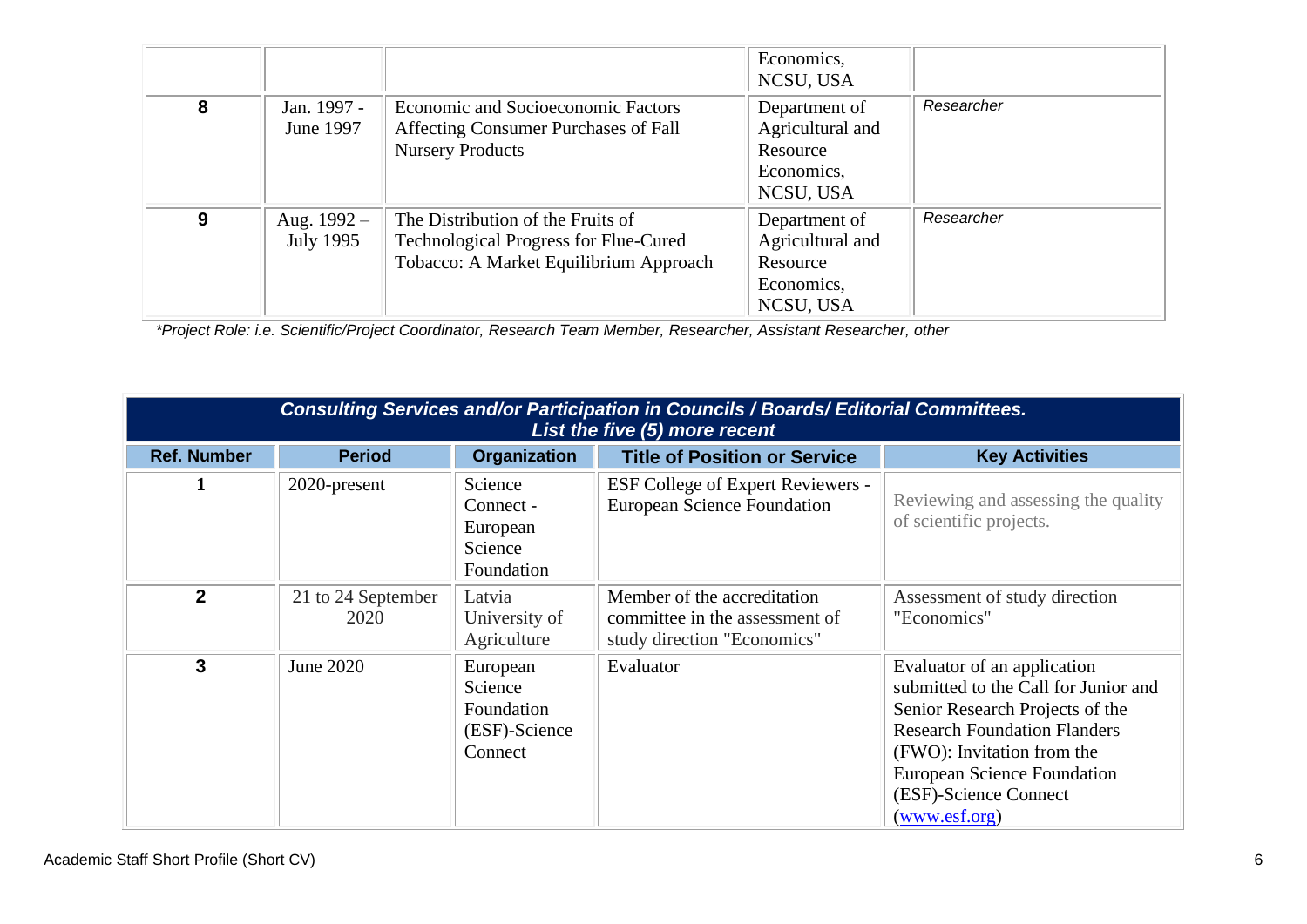| | | | Economics, NCSU, USA | |
|---|---|---|---|---|
| **8** | Jan. 1997 - June 1997 | Economic and Socioeconomic Factors Affecting Consumer Purchases of Fall Nursery Products | Department of Agricultural and Resource Economics, NCSU, USA | *Researcher* |
| **9** | Aug. 1992 – July 1995 | The Distribution of the Fruits of Technological Progress for Flue-Cured Tobacco: A Market Equilibrium Approach | Department of Agricultural and Resource Economics, NCSU, USA | *Researcher* |

*\*Project Role: i.e. Scientific/Project Coordinator, Research Team Member, Researcher, Assistant Researcher, other*

***Consulting Services and/or Participation in Councils / Boards/ Editorial Committees. List the five (5) more recent***

| Ref. Number | Period | Organization | Title of Position or Service | Key Activities |
|---|---|---|---|---|
| 1 | 2020-present | Science Connect - European Science Foundation | ESF College of Expert Reviewers - European Science Foundation | Reviewing and assessing the quality of scientific projects. |
| 2 | 21 to 24 September 2020 | Latvia University of Agriculture | Member of the accreditation committee in the assessment of study direction "Economics" | Assessment of study direction "Economics" |
| 3 | June 2020 | European Science Foundation (ESF)-Science Connect | Evaluator | Evaluator of an application submitted to the Call for Junior and Senior Research Projects of the Research Foundation Flanders (FWO): Invitation from the European Science Foundation (ESF)-Science Connect (www.esf.org) |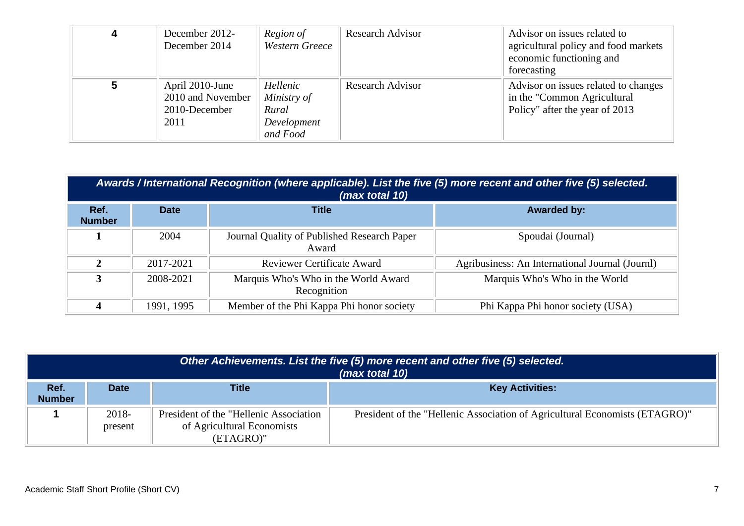| 4 | December 2012-December 2014 | *Region of Western Greece* | Research Advisor | Advisor on issues related to agricultural policy and food markets economic functioning and forecasting |
|---|---|---|---|---|
| 5 | April 2010-June 2010 and November 2010-December 2011 | *Hellenic Ministry of Rural Development and Food* | Research Advisor | Advisor on issues related to changes in the "Common Agricultural Policy" after the year of 2013 |

| ***Awards / International Recognition (where applicable). List the five (5) more recent and other five (5) selected. (max total 10)*** | | | |
|---|---|---|---|
| **Ref. Number** | **Date** | **Title** | **Awarded by:** |
| **1** | 2004 | Journal Quality of Published Research Paper Award | Spoudai (Journal) |
| **2** | 2017-2021 | Reviewer Certificate Award | Agribusiness: An International Journal (Journl) |
| **3** | 2008-2021 | Marquis Who's Who in the World Award Recognition | Marquis Who's Who in the World |
| **4** | 1991, 1995 | Member of the Phi Kappa Phi honor society | Phi Kappa Phi honor society (USA) |

| ***Other Achievements. List the five (5) more recent and other five (5) selected. (max total 10)*** | | | |
|---|---|---|---|
| **Ref. Number** | **Date** | **Title** | **Key Activities:** |
| **1** | 2018-present | President of the "Hellenic Association of Agricultural Economists (ETAGRO)" | President of the "Hellenic Association of Agricultural Economists (ETAGRO)" |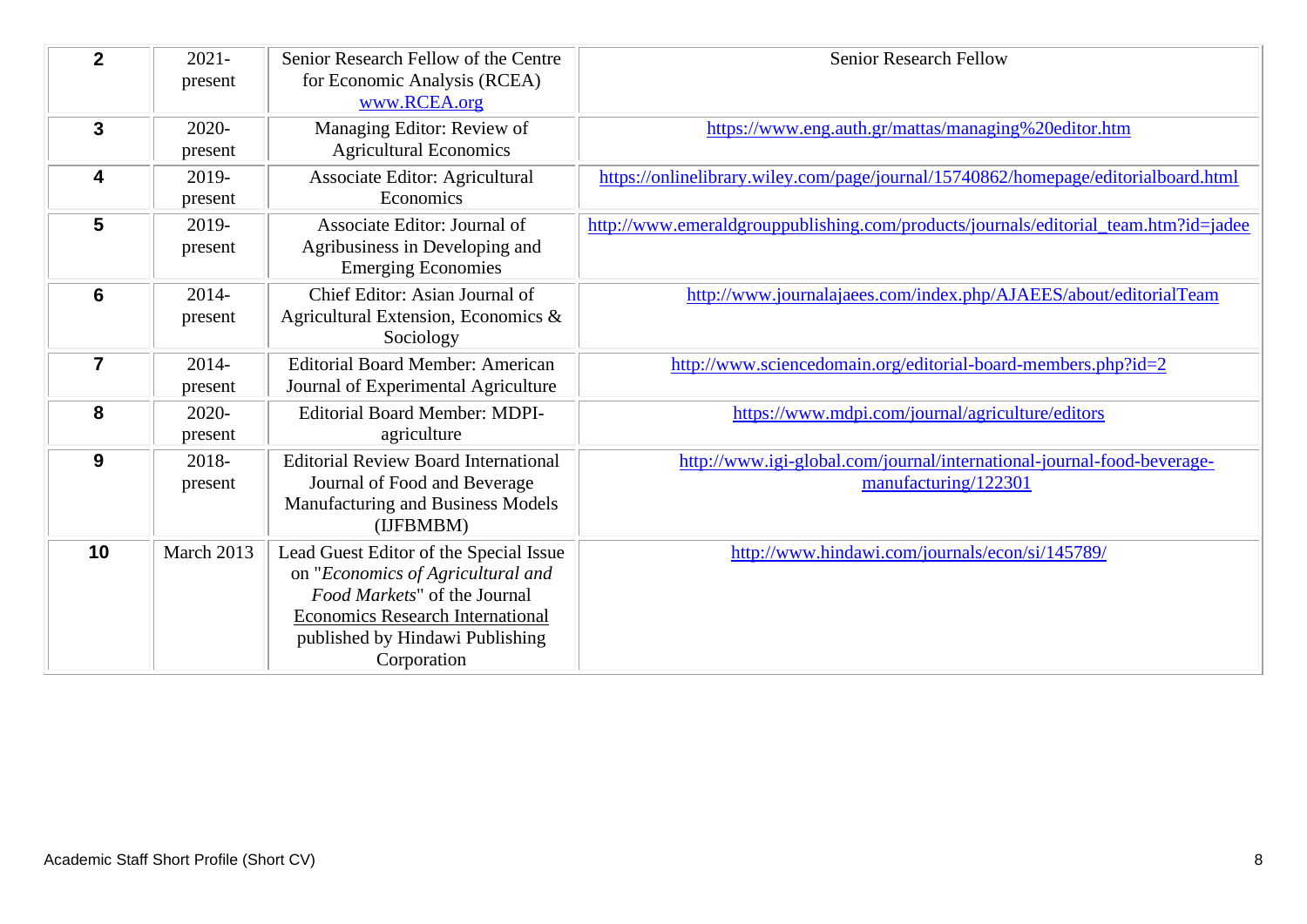| | | | |
|---|---|---|---|
| **2** | 2021-present | Senior Research Fellow of the Centre for Economic Analysis (RCEA) www.RCEA.org | Senior Research Fellow |
| **3** | 2020-present | Managing Editor: Review of Agricultural Economics | https://www.eng.auth.gr/mattas/managing%20editor.htm |
| **4** | 2019-present | Associate Editor: Agricultural Economics | https://onlinelibrary.wiley.com/page/journal/15740862/homepage/editorialboard.html |
| **5** | 2019-present | Associate Editor: Journal of Agribusiness in Developing and Emerging Economies | http://www.emeraldgrouppublishing.com/products/journals/editorial_team.htm?id=jadee |
| **6** | 2014-present | Chief Editor: Asian Journal of Agricultural Extension, Economics & Sociology | http://www.journalajaees.com/index.php/AJAEES/about/editorialTeam |
| **7** | 2014-present | Editorial Board Member: American Journal of Experimental Agriculture | http://www.sciencedomain.org/editorial-board-members.php?id=2 |
| **8** | 2020-present | Editorial Board Member: MDPI-agriculture | https://www.mdpi.com/journal/agriculture/editors |
| **9** | 2018-present | Editorial Review Board International Journal of Food and Beverage Manufacturing and Business Models (IJFBMBM) | http://www.igi-global.com/journal/international-journal-food-beverage-manufacturing/122301 |
| **10** | March 2013 | Lead Guest Editor of the Special Issue on "*Economics of Agricultural and Food Markets*" of the Journal Economics Research International published by Hindawi Publishing Corporation | http://www.hindawi.com/journals/econ/si/145789/ |